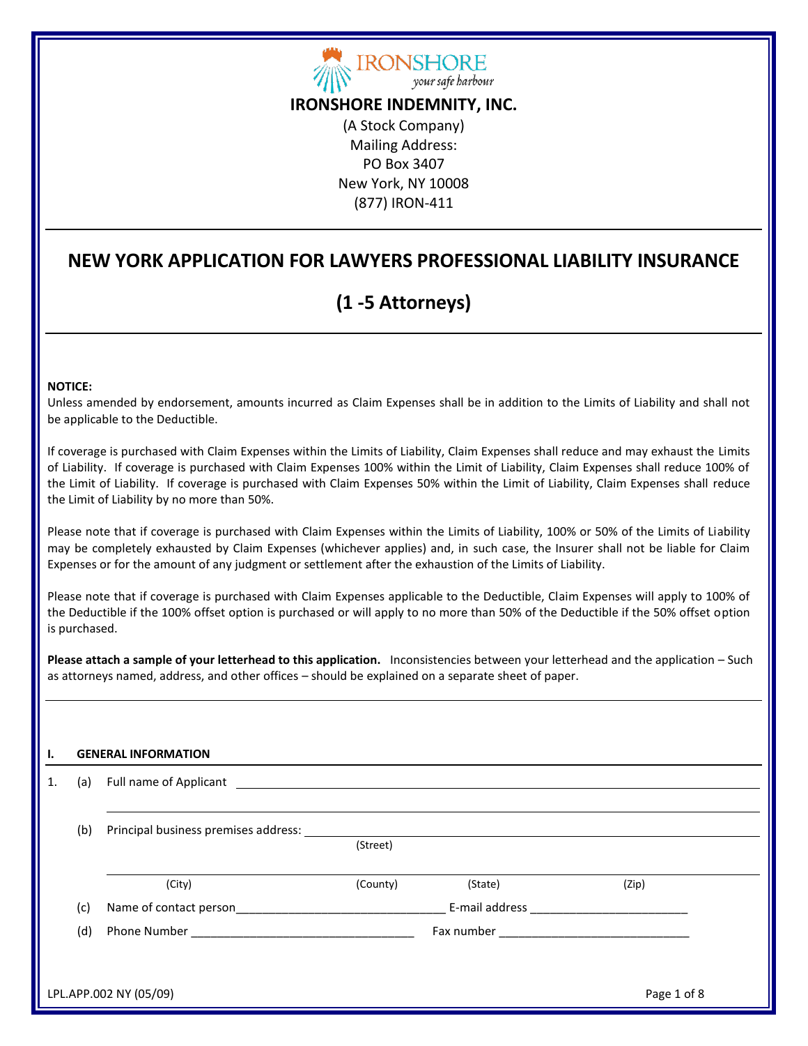IRONSHORE

*your safe harbour*

**IRONSHORE INDEMNITY, INC.**

(A Stock Company)
Mailing Address:
PO Box 3407
New York, NY 10008
(877) IRON-411

# NEW YORK APPLICATION FOR LAWYERS PROFESSIONAL LIABILITY INSURANCE

## (1 -5 Attorneys)

**NOTICE:**
Unless amended by endorsement, amounts incurred as Claim Expenses shall be in addition to the Limits of Liability and shall not be applicable to the Deductible.

If coverage is purchased with Claim Expenses within the Limits of Liability, Claim Expenses shall reduce and may exhaust the Limits of Liability. If coverage is purchased with Claim Expenses 100% within the Limit of Liability, Claim Expenses shall reduce 100% of the Limit of Liability. If coverage is purchased with Claim Expenses 50% within the Limit of Liability, Claim Expenses shall reduce the Limit of Liability by no more than 50%.

Please note that if coverage is purchased with Claim Expenses within the Limits of Liability, 100% or 50% of the Limits of Liability may be completely exhausted by Claim Expenses (whichever applies) and, in such case, the Insurer shall not be liable for Claim Expenses or for the amount of any judgment or settlement after the exhaustion of the Limits of Liability.

Please note that if coverage is purchased with Claim Expenses applicable to the Deductible, Claim Expenses will apply to 100% of the Deductible if the 100% offset option is purchased or will apply to no more than 50% of the Deductible if the 50% offset option is purchased.

**Please attach a sample of your letterhead to this application.** Inconsistencies between your letterhead and the application – Such as attorneys named, address, and other offices – should be explained on a separate sheet of paper.

### I. GENERAL INFORMATION

1. (a) Full name of Applicant ____________________________________________

   ____________________________________________

   (b) Principal business premises address: ____________________________________________
   (Street)

   ____________________________________________
   (City) (County) (State) (Zip)

   (c) Name of contact person________________________________ E-mail address ________________________

   (d) Phone Number __________________________________ Fax number ______________________________

LPL.APP.002 NY (05/09)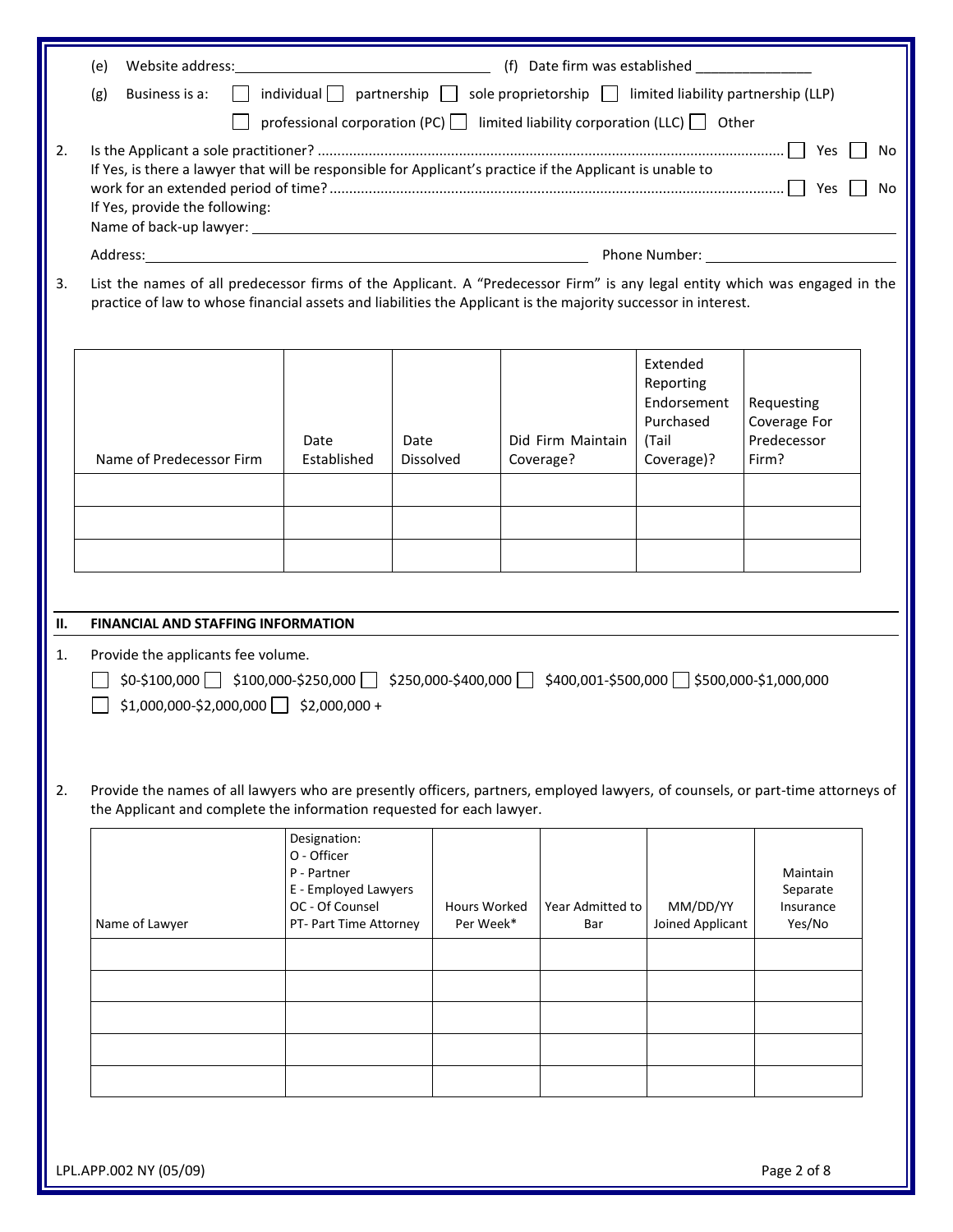(e) Website address: \_\_\_\_\_\_\_\_\_\_\_\_\_\_\_\_\_\_\_\_\_\_\_\_ (f) Date firm was established \_\_\_\_\_\_\_\_\_\_\_\_\_\_

(g) Business is a: ☐ individual ☐ partnership ☐ sole proprietorship ☐ limited liability partnership (LLP) ☐ professional corporation (PC) ☐ limited liability corporation (LLC) ☐ Other

2. Is the Applicant a sole practitioner? ..................................................................................... ☐ Yes ☐ No

   If Yes, is there a lawyer that will be responsible for Applicant's practice if the Applicant is unable to work for an extended period of time? ..................................................................................... ☐ Yes ☐ No

   If Yes, provide the following:

   Name of back-up lawyer: \_\_\_\_\_\_\_\_\_\_\_\_\_\_\_\_\_\_\_\_\_\_\_\_

   Address: \_\_\_\_\_\_\_\_\_\_\_\_\_\_\_\_\_\_\_\_\_\_\_\_ Phone Number: \_\_\_\_\_\_\_\_\_\_\_\_\_\_\_\_\_\_\_\_\_\_\_\_

3. List the names of all predecessor firms of the Applicant. A "Predecessor Firm" is any legal entity which was engaged in the practice of law to whose financial assets and liabilities the Applicant is the majority successor in interest.

| Name of Predecessor Firm | Date Established | Date Dissolved | Did Firm Maintain Coverage? | Extended Reporting Endorsement Purchased (Tail Coverage)? | Requesting Coverage For Predecessor Firm? |
|---|---|---|---|---|---|
| | | | | | |
| | | | | | |
| | | | | | |

## II. FINANCIAL AND STAFFING INFORMATION

1. Provide the applicants fee volume.

   ☐ $0-$100,000 ☐ $100,000-$250,000 ☐ $250,000-$400,000 ☐ $400,001-$500,000 ☐ $500,000-$1,000,000 ☐ $1,000,000-$2,000,000 ☐ $2,000,000 +

2. Provide the names of all lawyers who are presently officers, partners, employed lawyers, of counsels, or part-time attorneys of the Applicant and complete the information requested for each lawyer.

| Name of Lawyer | Designation: O - Officer P - Partner E - Employed Lawyers OC - Of Counsel PT- Part Time Attorney | Hours Worked Per Week* | Year Admitted to Bar | MM/DD/YY Joined Applicant | Maintain Separate Insurance Yes/No |
|---|---|---|---|---|---|
| | | | | | |
| | | | | | |
| | | | | | |
| | | | | | |
| | | | | | |

LPL.APP.002 NY (05/09)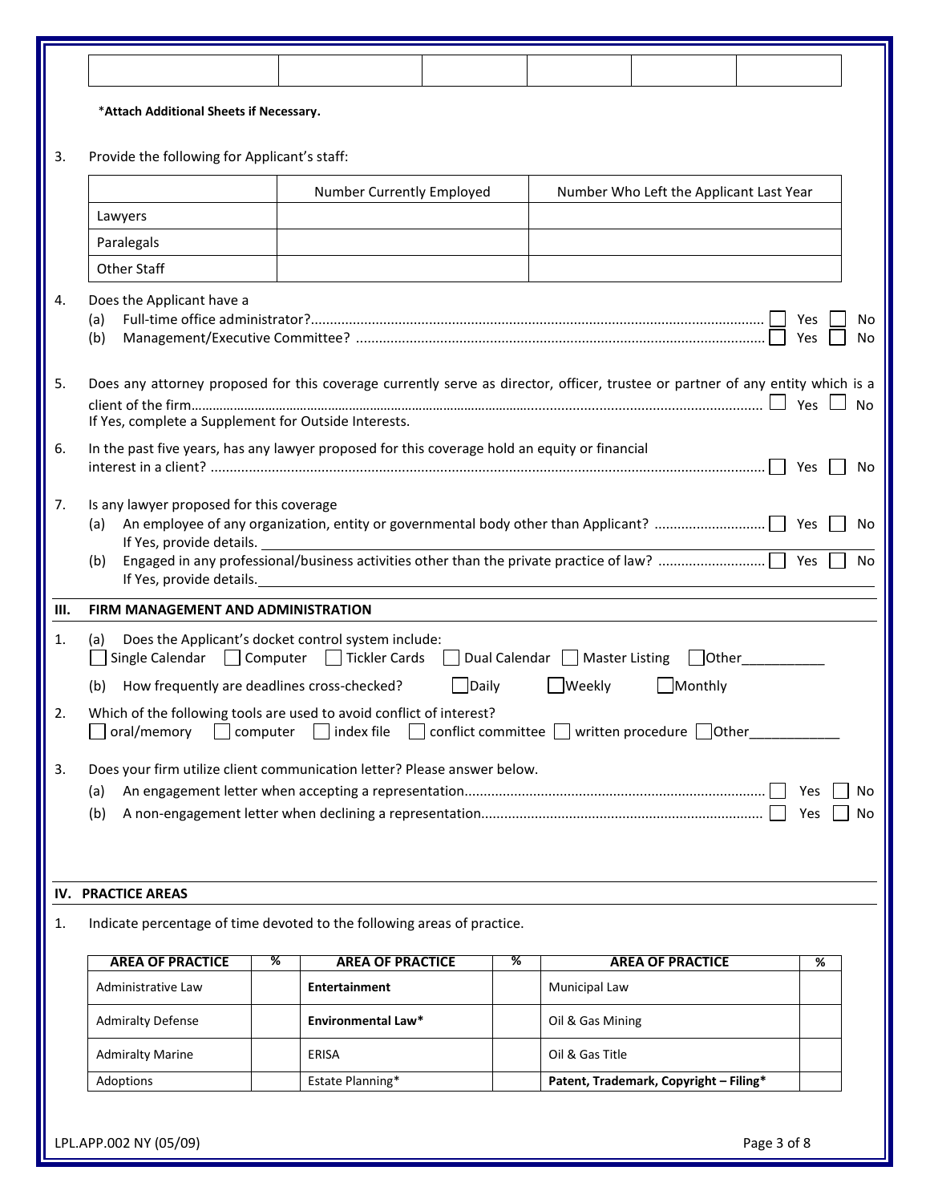| | | | | | |
|---|---|---|---|---|---|
| | | | | | |

***Attach Additional Sheets if Necessary.**

3. Provide the following for Applicant's staff:

| | Number Currently Employed | Number Who Left the Applicant Last Year |
|---|---|---|
| Lawyers | | |
| Paralegals | | |
| Other Staff | | |

4. Does the Applicant have a
   (a) Full-time office administrator?........................................ ☐ Yes ☐ No
   (b) Management/Executive Committee? ........................................ ☐ Yes ☐ No

5. Does any attorney proposed for this coverage currently serve as director, officer, trustee or partner of any entity which is a client of the firm........................................ ☐ Yes ☐ No
   If Yes, complete a Supplement for Outside Interests.

6. In the past five years, has any lawyer proposed for this coverage hold an equity or financial interest in a client? ........................................ ☐ Yes ☐ No

7. Is any lawyer proposed for this coverage
   (a) An employee of any organization, entity or governmental body other than Applicant? ................ ☐ Yes ☐ No
   If Yes, provide details. ____________________
   (b) Engaged in any professional/business activities other than the private practice of law? ................ ☐ Yes ☐ No
   If Yes, provide details. ____________________

## III. FIRM MANAGEMENT AND ADMINISTRATION

1. (a) Does the Applicant's docket control system include:
   ☐ Single Calendar ☐ Computer ☐ Tickler Cards ☐ Dual Calendar ☐ Master Listing ☐ Other__________
   (b) How frequently are deadlines cross-checked? ☐ Daily ☐ Weekly ☐ Monthly

2. Which of the following tools are used to avoid conflict of interest?
   ☐ oral/memory ☐ computer ☐ index file ☐ conflict committee ☐ written procedure ☐ Other__________

3. Does your firm utilize client communication letter? Please answer below.
   (a) An engagement letter when accepting a representation........................................ ☐ Yes ☐ No
   (b) A non-engagement letter when declining a representation........................................ ☐ Yes ☐ No

## IV. PRACTICE AREAS

1. Indicate percentage of time devoted to the following areas of practice.

| AREA OF PRACTICE | % | AREA OF PRACTICE | % | AREA OF PRACTICE | % |
|---|---|---|---|---|---|
| Administrative Law | | **Entertainment** | | Municipal Law | |
| Admiralty Defense | | **Environmental Law*** | | Oil & Gas Mining | |
| Admiralty Marine | | ERISA | | Oil & Gas Title | |
| Adoptions | | Estate Planning* | | **Patent, Trademark, Copyright – Filing*** | |

LPL.APP.002 NY (05/09)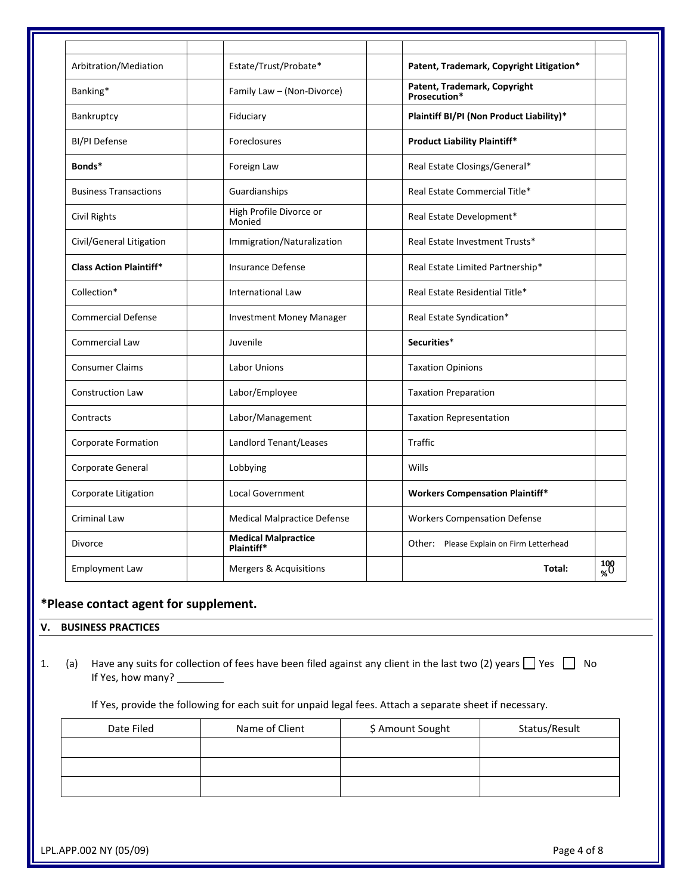| | | | | | |
|---|---|---|---|---|---|
| Arbitration/Mediation | | Estate/Trust/Probate* | | **Patent, Trademark, Copyright Litigation*** | |
| Banking* | | Family Law – (Non-Divorce) | | **Patent, Trademark, Copyright Prosecution*** | |
| Bankruptcy | | Fiduciary | | **Plaintiff BI/PI (Non Product Liability)*** | |
| BI/PI Defense | | Foreclosures | | **Product Liability Plaintiff*** | |
| **Bonds*** | | Foreign Law | | Real Estate Closings/General* | |
| Business Transactions | | Guardianships | | Real Estate Commercial Title* | |
| Civil Rights | | High Profile Divorce or Monied | | Real Estate Development* | |
| Civil/General Litigation | | Immigration/Naturalization | | Real Estate Investment Trusts* | |
| **Class Action Plaintiff*** | | Insurance Defense | | Real Estate Limited Partnership* | |
| Collection* | | International Law | | Real Estate Residential Title* | |
| Commercial Defense | | Investment Money Manager | | Real Estate Syndication* | |
| Commercial Law | | Juvenile | | **Securities*** | |
| Consumer Claims | | Labor Unions | | Taxation Opinions | |
| Construction Law | | Labor/Employee | | Taxation Preparation | |
| Contracts | | Labor/Management | | Taxation Representation | |
| Corporate Formation | | Landlord Tenant/Leases | | Traffic | |
| Corporate General | | Lobbying | | Wills | |
| Corporate Litigation | | Local Government | | **Workers Compensation Plaintiff*** | |
| Criminal Law | | Medical Malpractice Defense | | Workers Compensation Defense | |
| Divorce | | **Medical Malpractice Plaintiff*** | | Other: Please Explain on Firm Letterhead | |
| Employment Law | | Mergers & Acquisitions | | **Total:** | **100 %** 0 |

**\*Please contact agent for supplement.**

## V. BUSINESS PRACTICES

1. (a) Have any suits for collection of fees have been filed against any client in the last two (2) years ☐ Yes ☐ No
   If Yes, how many? ________

   If Yes, provide the following for each suit for unpaid legal fees. Attach a separate sheet if necessary.

| Date Filed | Name of Client | $ Amount Sought | Status/Result |
|---|---|---|---|
| | | | |
| | | | |
| | | | |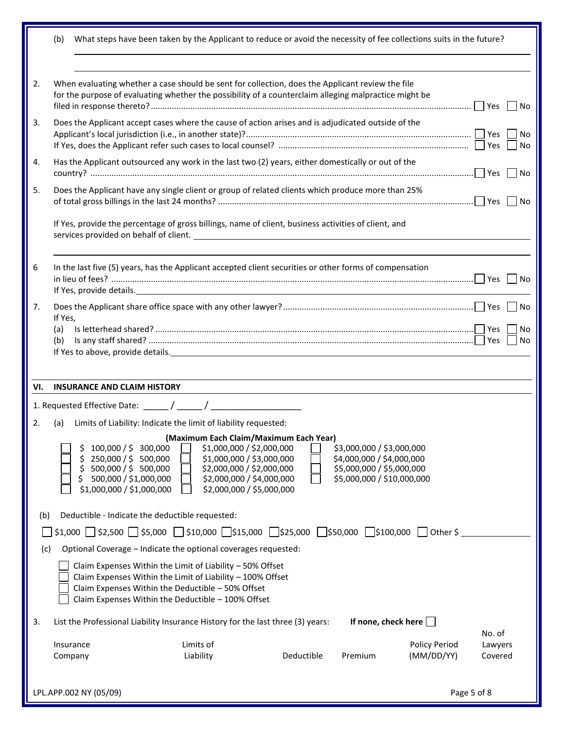(b) What steps have been taken by the Applicant to reduce or avoid the necessity of fee collections suits in the future?

_______________________________________________________________________________

_______________________________________________________________________________

2. When evaluating whether a case should be sent for collection, does the Applicant review the file for the purpose of evaluating whether the possibility of a counterclaim alleging malpractice might be filed in response thereto? ☐ Yes ☐ No

3. Does the Applicant accept cases where the cause of action arises and is adjudicated outside of the Applicant's local jurisdiction (i.e., in another state)? ☐ Yes ☐ No
   If Yes, does the Applicant refer such cases to local counsel? ☐ Yes ☐ No

4. Has the Applicant outsourced any work in the last two (2) years, either domestically or out of the country? ☐ Yes ☐ No

5. Does the Applicant have any single client or group of related clients which produce more than 25% of total gross billings in the last 24 months? ☐ Yes ☐ No

   If Yes, provide the percentage of gross billings, name of client, business activities of client, and services provided on behalf of client. _______________________________________________

   _______________________________________________________________________________

6 In the last five (5) years, has the Applicant accepted client securities or other forms of compensation in lieu of fees? ☐ Yes ☐ No
   If Yes, provide details. _______________________________________________

7. Does the Applicant share office space with any other lawyer? ☐ Yes ☐ No
   If Yes,
   (a) Is letterhead shared? ☐ Yes ☐ No
   (b) Is any staff shared? ☐ Yes ☐ No
   If Yes to above, provide details. _______________________________________________

## VI. INSURANCE AND CLAIM HISTORY

1. Requested Effective Date: _____ / _____ / ___________________

2. (a) Limits of Liability: Indicate the limit of liability requested:

**(Maximum Each Claim/Maximum Each Year)**

| | | |
|---|---|---|
| ☐ $ 100,000 / $ 300,000 | ☐ $1,000,000 / $2,000,000 | ☐ $3,000,000 / $3,000,000 |
| ☐ $ 250,000 / $ 500,000 | ☐ $1,000,000 / $3,000,000 | ☐ $4,000,000 / $4,000,000 |
| ☐ $ 500,000 / $ 500,000 | ☐ $2,000,000 / $2,000,000 | ☐ $5,000,000 / $5,000,000 |
| ☐ $ 500,000 / $1,000,000 | ☐ $2,000,000 / $4,000,000 | ☐ $5,000,000 / $10,000,000 |
| ☐ $1,000,000 / $1,000,000 | ☐ $2,000,000 / $5,000,000 | |

(b) Deductible - Indicate the deductible requested:

☐ $1,000 ☐ $2,500 ☐ $5,000 ☐ $10,000 ☐ $15,000 ☐ $25,000 ☐ $50,000 ☐ $100,000 ☐ Other $ ____________

(c) Optional Coverage – Indicate the optional coverages requested:

☐ Claim Expenses Within the Limit of Liability – 50% Offset
☐ Claim Expenses Within the Limit of Liability – 100% Offset
☐ Claim Expenses Within the Deductible – 50% Offset
☐ Claim Expenses Within the Deductible – 100% Offset

3. List the Professional Liability Insurance History for the last three (3) years: **If none, check here** ☐

| Insurance Company | Limits of Liability | Deductible | Premium | Policy Period (MM/DD/YY) | No. of Lawyers Covered |
|---|---|---|---|---|---|
| | | | | | |

LPL.APP.002 NY (05/09)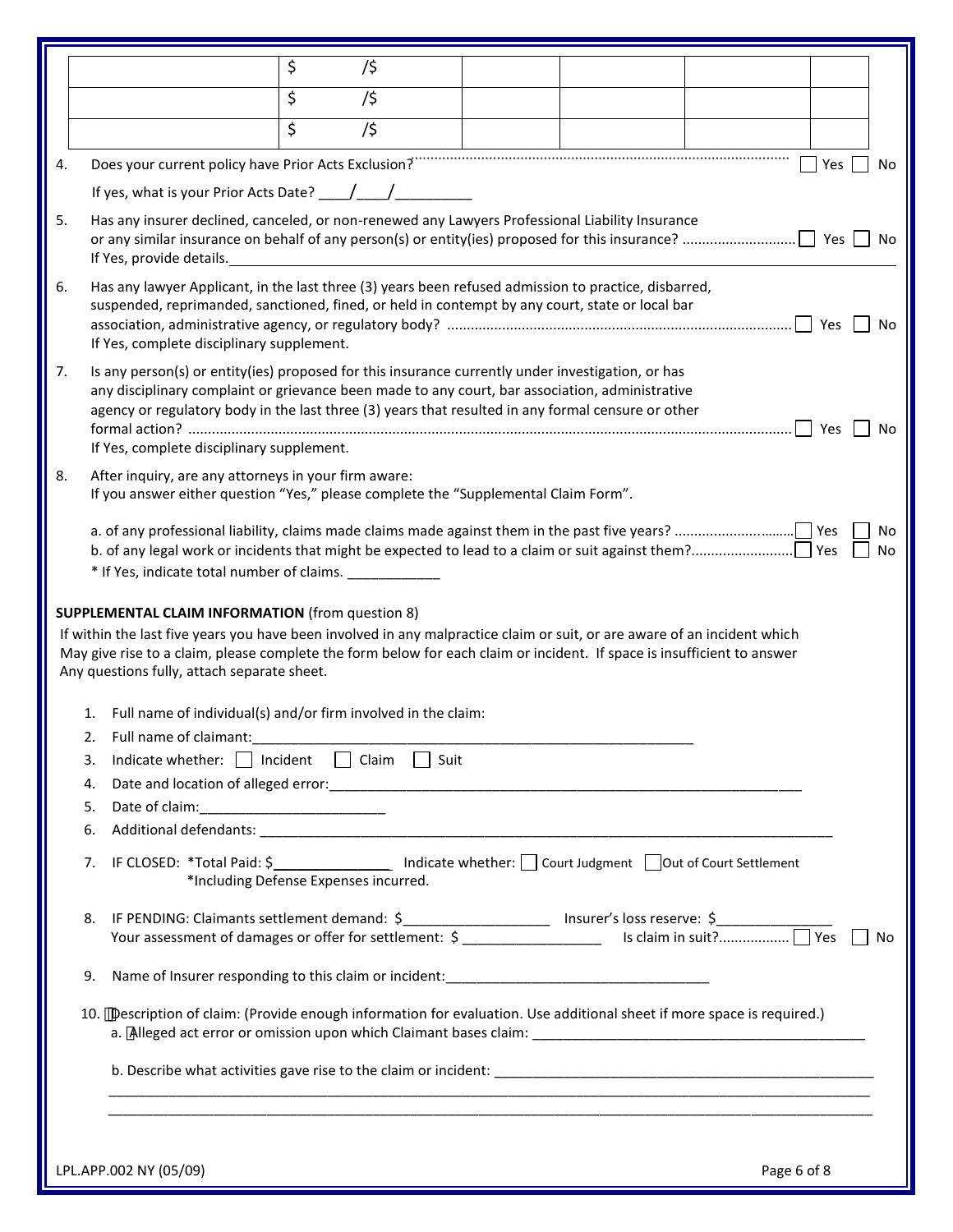|  | $ /$ |  |  |  |  |
|---|---|---|---|---|---|
|  | $ /$ |  |  |  |  |
|  | $ /$ |  |  |  |  |

4. Does your current policy have Prior Acts Exclusion? ☐ Yes ☐ No

   If yes, what is your Prior Acts Date? ____/____/_________

5. Has any insurer declined, canceled, or non-renewed any Lawyers Professional Liability Insurance or any similar insurance on behalf of any person(s) or entity(ies) proposed for this insurance? ☐ Yes ☐ No

   If Yes, provide details.________________________________________________

6. Has any lawyer Applicant, in the last three (3) years been refused admission to practice, disbarred, suspended, reprimanded, sanctioned, fined, or held in contempt by any court, state or local bar association, administrative agency, or regulatory body? ☐ Yes ☐ No

   If Yes, complete disciplinary supplement.

7. Is any person(s) or entity(ies) proposed for this insurance currently under investigation, or has any disciplinary complaint or grievance been made to any court, bar association, administrative agency or regulatory body in the last three (3) years that resulted in any formal censure or other formal action? ☐ Yes ☐ No

   If Yes, complete disciplinary supplement.

8. After inquiry, are any attorneys in your firm aware:
   If you answer either question "Yes," please complete the "Supplemental Claim Form".

   a. of any professional liability, claims made claims made against them in the past five years? ☐ Yes ☐ No
   b. of any legal work or incidents that might be expected to lead to a claim or suit against them? ☐ Yes ☐ No
   * If Yes, indicate total number of claims. ____________

**SUPPLEMENTAL CLAIM INFORMATION** (from question 8)

If within the last five years you have been involved in any malpractice claim or suit, or are aware of an incident which May give rise to a claim, please complete the form below for each claim or incident. If space is insufficient to answer Any questions fully, attach separate sheet.

1. Full name of individual(s) and/or firm involved in the claim:
2. Full name of claimant:_________________________________________________________
3. Indicate whether: ☐ Incident ☐ Claim ☐ Suit
4. Date and location of alleged error:_____________________________________________________________
5. Date of claim:________________________
6. Additional defendants: ____________________________________________________________________________
7. IF CLOSED: *Total Paid: $_______________ Indicate whether: ☐ Court Judgment ☐ Out of Court Settlement
   *Including Defense Expenses incurred.
8. IF PENDING: Claimants settlement demand: $__________________ Insurer's loss reserve: $______________
   Your assessment of damages or offer for settlement: $ _________________ Is claim in suit? ☐ Yes ☐ No
9. Name of Insurer responding to this claim or incident:_________________________________
10. Description of claim: (Provide enough information for evaluation. Use additional sheet if more space is required.)
    a. Alleged act error or omission upon which Claimant bases claim: ___________________________________________

    b. Describe what activities gave rise to the claim or incident: _______________________________________________
    ____________________________________________________________________________________________________
    ____________________________________________________________________________________________________

LPL.APP.002 NY (05/09)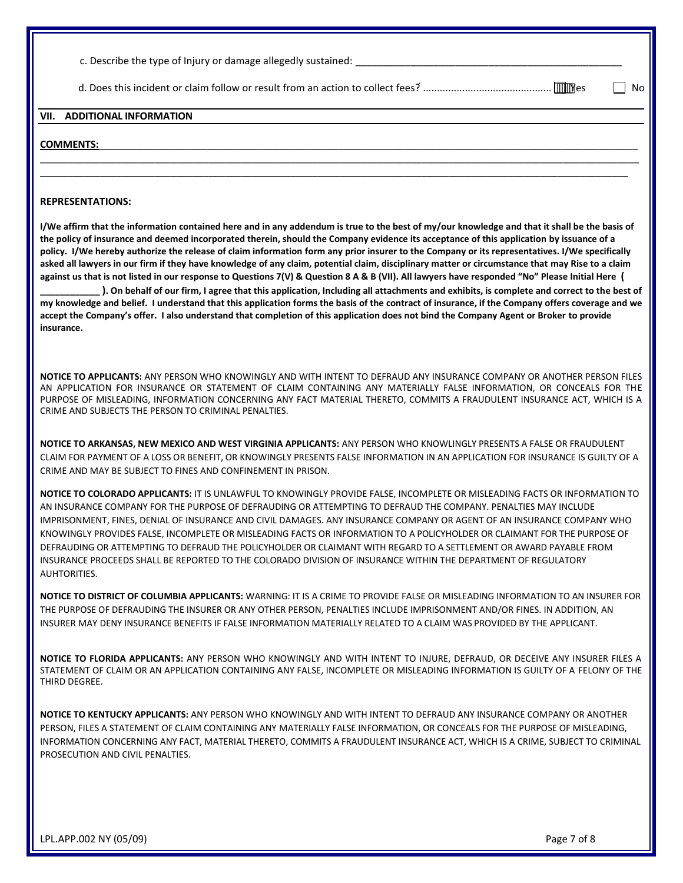c. Describe the type of Injury or damage allegedly sustained: ___________________________________________________

d. Does this incident or claim follow or result from an action to collect fees? ............................................. ☐ Yes ☐ No

## VII. ADDITIONAL INFORMATION

**COMMENTS:** ___________________________________________________________________________________________
________________________________________________________________________________________________________
________________________________________________________________________________________________________

**REPRESENTATIONS:**

**I/We affirm that the information contained here and in any addendum is true to the best of my/our knowledge and that it shall be the basis of the policy of insurance and deemed incorporated therein, should the Company evidence its acceptance of this application by issuance of a policy. I/We hereby authorize the release of claim information form any prior insurer to the Company or its representatives. I/We specifically asked all lawyers in our firm if they have knowledge of any claim, potential claim, disciplinary matter or circumstance that may Rise to a claim against us that is not listed in our response to Questions 7(V) & Question 8 A & B (VII). All lawyers have responded "No" Please Initial Here ( ___________ ). On behalf of our firm, I agree that this application, Including all attachments and exhibits, is complete and correct to the best of my knowledge and belief. I understand that this application forms the basis of the contract of insurance, if the Company offers coverage and we accept the Company's offer. I also understand that completion of this application does not bind the Company Agent or Broker to provide insurance.**

**NOTICE TO APPLICANTS:** ANY PERSON WHO KNOWINGLY AND WITH INTENT TO DEFRAUD ANY INSURANCE COMPANY OR ANOTHER PERSON FILES AN APPLICATION FOR INSURANCE OR STATEMENT OF CLAIM CONTAINING ANY MATERIALLY FALSE INFORMATION, OR CONCEALS FOR THE PURPOSE OF MISLEADING, INFORMATION CONCERNING ANY FACT MATERIAL THERETO, COMMITS A FRAUDULENT INSURANCE ACT, WHICH IS A CRIME AND SUBJECTS THE PERSON TO CRIMINAL PENALTIES.

**NOTICE TO ARKANSAS, NEW MEXICO AND WEST VIRGINIA APPLICANTS:** ANY PERSON WHO KNOWLINGLY PRESENTS A FALSE OR FRAUDULENT CLAIM FOR PAYMENT OF A LOSS OR BENEFIT, OR KNOWINGLY PRESENTS FALSE INFORMATION IN AN APPLICATION FOR INSURANCE IS GUILTY OF A CRIME AND MAY BE SUBJECT TO FINES AND CONFINEMENT IN PRISON.

**NOTICE TO COLORADO APPLICANTS:** IT IS UNLAWFUL TO KNOWINGLY PROVIDE FALSE, INCOMPLETE OR MISLEADING FACTS OR INFORMATION TO AN INSURANCE COMPANY FOR THE PURPOSE OF DEFRAUDING OR ATTEMPTING TO DEFRAUD THE COMPANY. PENALTIES MAY INCLUDE IMPRISONMENT, FINES, DENIAL OF INSURANCE AND CIVIL DAMAGES. ANY INSURANCE COMPANY OR AGENT OF AN INSURANCE COMPANY WHO KNOWINGLY PROVIDES FALSE, INCOMPLETE OR MISLEADING FACTS OR INFORMATION TO A POLICYHOLDER OR CLAIMANT FOR THE PURPOSE OF DEFRAUDING OR ATTEMPTING TO DEFRAUD THE POLICYHOLDER OR CLAIMANT WITH REGARD TO A SETTLEMENT OR AWARD PAYABLE FROM INSURANCE PROCEEDS SHALL BE REPORTED TO THE COLORADO DIVISION OF INSURANCE WITHIN THE DEPARTMENT OF REGULATORY AUHTORITIES.

**NOTICE TO DISTRICT OF COLUMBIA APPLICANTS:** WARNING: IT IS A CRIME TO PROVIDE FALSE OR MISLEADING INFORMATION TO AN INSURER FOR THE PURPOSE OF DEFRAUDING THE INSURER OR ANY OTHER PERSON, PENALTIES INCLUDE IMPRISONMENT AND/OR FINES. IN ADDITION, AN INSURER MAY DENY INSURANCE BENEFITS IF FALSE INFORMATION MATERIALLY RELATED TO A CLAIM WAS PROVIDED BY THE APPLICANT.

**NOTICE TO FLORIDA APPLICANTS:** ANY PERSON WHO KNOWINGLY AND WITH INTENT TO INJURE, DEFRAUD, OR DECEIVE ANY INSURER FILES A STATEMENT OF CLAIM OR AN APPLICATION CONTAINING ANY FALSE, INCOMPLETE OR MISLEADING INFORMATION IS GUILTY OF A FELONY OF THE THIRD DEGREE.

**NOTICE TO KENTUCKY APPLICANTS:** ANY PERSON WHO KNOWINGLY AND WITH INTENT TO DEFRAUD ANY INSURANCE COMPANY OR ANOTHER PERSON, FILES A STATEMENT OF CLAIM CONTAINING ANY MATERIALLY FALSE INFORMATION, OR CONCEALS FOR THE PURPOSE OF MISLEADING, INFORMATION CONCERNING ANY FACT, MATERIAL THERETO, COMMITS A FRAUDULENT INSURANCE ACT, WHICH IS A CRIME, SUBJECT TO CRIMINAL PROSECUTION AND CIVIL PENALTIES.

LPL.APP.002 NY (05/09)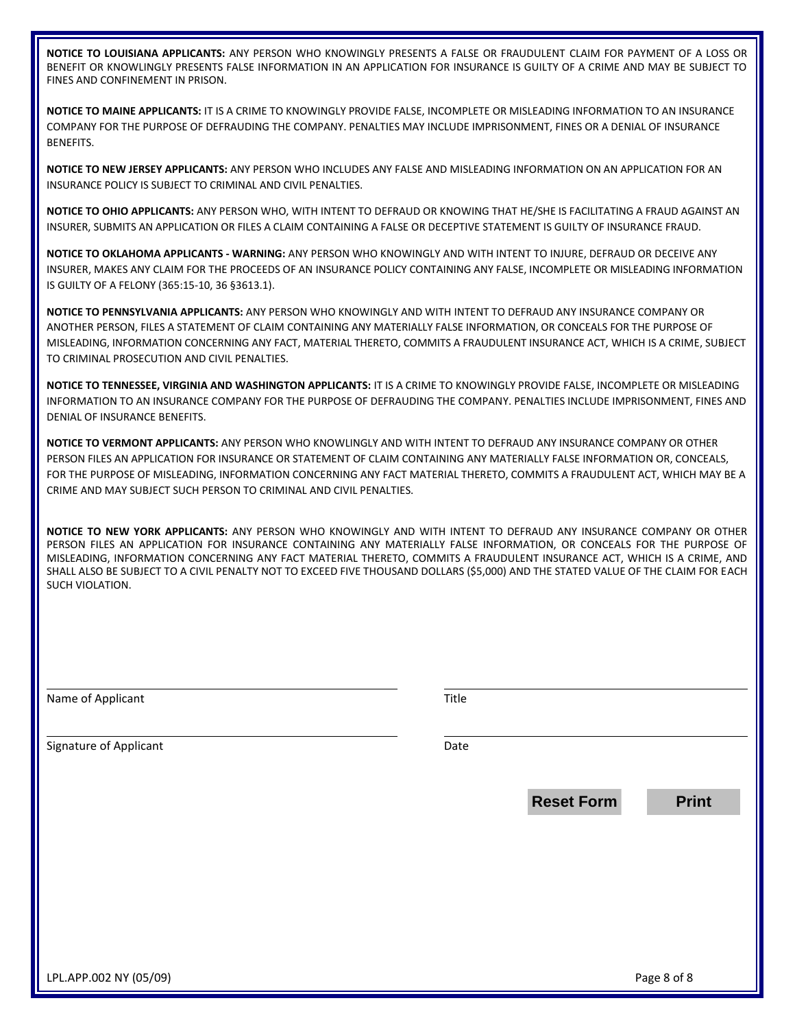**NOTICE TO LOUISIANA APPLICANTS:** ANY PERSON WHO KNOWINGLY PRESENTS A FALSE OR FRAUDULENT CLAIM FOR PAYMENT OF A LOSS OR BENEFIT OR KNOWLINGLY PRESENTS FALSE INFORMATION IN AN APPLICATION FOR INSURANCE IS GUILTY OF A CRIME AND MAY BE SUBJECT TO FINES AND CONFINEMENT IN PRISON.

**NOTICE TO MAINE APPLICANTS:** IT IS A CRIME TO KNOWINGLY PROVIDE FALSE, INCOMPLETE OR MISLEADING INFORMATION TO AN INSURANCE COMPANY FOR THE PURPOSE OF DEFRAUDING THE COMPANY. PENALTIES MAY INCLUDE IMPRISONMENT, FINES OR A DENIAL OF INSURANCE BENEFITS.

**NOTICE TO NEW JERSEY APPLICANTS:** ANY PERSON WHO INCLUDES ANY FALSE AND MISLEADING INFORMATION ON AN APPLICATION FOR AN INSURANCE POLICY IS SUBJECT TO CRIMINAL AND CIVIL PENALTIES.

**NOTICE TO OHIO APPLICANTS:** ANY PERSON WHO, WITH INTENT TO DEFRAUD OR KNOWING THAT HE/SHE IS FACILITATING A FRAUD AGAINST AN INSURER, SUBMITS AN APPLICATION OR FILES A CLAIM CONTAINING A FALSE OR DECEPTIVE STATEMENT IS GUILTY OF INSURANCE FRAUD.

**NOTICE TO OKLAHOMA APPLICANTS - WARNING:** ANY PERSON WHO KNOWINGLY AND WITH INTENT TO INJURE, DEFRAUD OR DECEIVE ANY INSURER, MAKES ANY CLAIM FOR THE PROCEEDS OF AN INSURANCE POLICY CONTAINING ANY FALSE, INCOMPLETE OR MISLEADING INFORMATION IS GUILTY OF A FELONY (365:15-10, 36 §3613.1).

**NOTICE TO PENNSYLVANIA APPLICANTS:** ANY PERSON WHO KNOWINGLY AND WITH INTENT TO DEFRAUD ANY INSURANCE COMPANY OR ANOTHER PERSON, FILES A STATEMENT OF CLAIM CONTAINING ANY MATERIALLY FALSE INFORMATION, OR CONCEALS FOR THE PURPOSE OF MISLEADING, INFORMATION CONCERNING ANY FACT, MATERIAL THERETO, COMMITS A FRAUDULENT INSURANCE ACT, WHICH IS A CRIME, SUBJECT TO CRIMINAL PROSECUTION AND CIVIL PENALTIES.

**NOTICE TO TENNESSEE, VIRGINIA AND WASHINGTON APPLICANTS:** IT IS A CRIME TO KNOWINGLY PROVIDE FALSE, INCOMPLETE OR MISLEADING INFORMATION TO AN INSURANCE COMPANY FOR THE PURPOSE OF DEFRAUDING THE COMPANY. PENALTIES INCLUDE IMPRISONMENT, FINES AND DENIAL OF INSURANCE BENEFITS.

**NOTICE TO VERMONT APPLICANTS:** ANY PERSON WHO KNOWLINGLY AND WITH INTENT TO DEFRAUD ANY INSURANCE COMPANY OR OTHER PERSON FILES AN APPLICATION FOR INSURANCE OR STATEMENT OF CLAIM CONTAINING ANY MATERIALLY FALSE INFORMATION OR, CONCEALS, FOR THE PURPOSE OF MISLEADING, INFORMATION CONCERNING ANY FACT MATERIAL THERETO, COMMITS A FRAUDULENT ACT, WHICH MAY BE A CRIME AND MAY SUBJECT SUCH PERSON TO CRIMINAL AND CIVIL PENALTIES.

**NOTICE TO NEW YORK APPLICANTS:** ANY PERSON WHO KNOWINGLY AND WITH INTENT TO DEFRAUD ANY INSURANCE COMPANY OR OTHER PERSON FILES AN APPLICATION FOR INSURANCE CONTAINING ANY MATERIALLY FALSE INFORMATION, OR CONCEALS FOR THE PURPOSE OF MISLEADING, INFORMATION CONCERNING ANY FACT MATERIAL THERETO, COMMITS A FRAUDULENT INSURANCE ACT, WHICH IS A CRIME, AND SHALL ALSO BE SUBJECT TO A CIVIL PENALTY NOT TO EXCEED FIVE THOUSAND DOLLARS ($5,000) AND THE STATED VALUE OF THE CLAIM FOR EACH SUCH VIOLATION.

Name of Applicant: ____________________ Title: ____________________

Signature of Applicant: ____________________ Date: ____________________

Reset Form | Print

LPL.APP.002 NY (05/09)